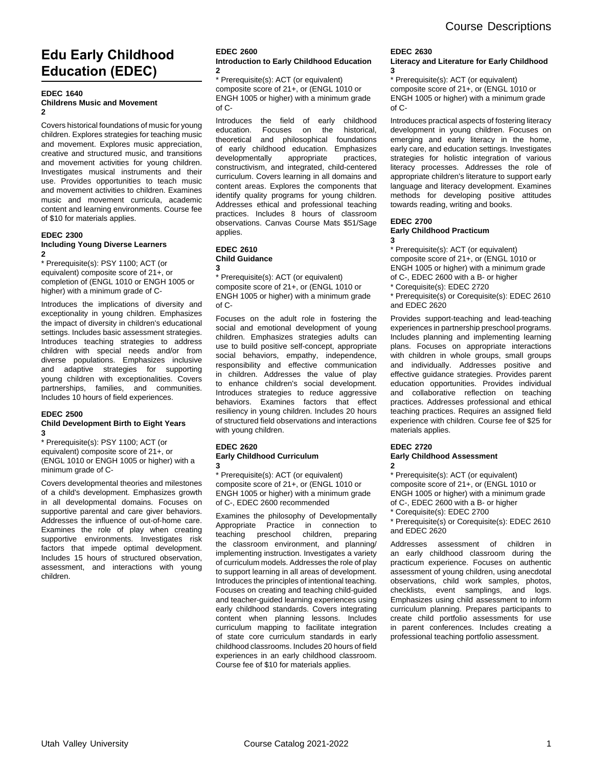# Edu Early Childhood Education (EDEC)

**EDEC 1640**
**Childrens Music and Movement**
**2**

Covers historical foundations of music for young children. Explores strategies for teaching music and movement. Explores music appreciation, creative and structured music, and transitions and movement activities for young children. Investigates musical instruments and their use. Provides opportunities to teach music and movement activities to children. Examines music and movement curricula, academic content and learning environments. Course fee of $10 for materials applies.

**EDEC 2300**
**Including Young Diverse Learners**
**2**

* Prerequisite(s): PSY 1100; ACT (or equivalent) composite score of 21+, or completion of (ENGL 1010 or ENGH 1005 or higher) with a minimum grade of C-

Introduces the implications of diversity and exceptionality in young children. Emphasizes the impact of diversity in children's educational settings. Includes basic assessment strategies. Introduces teaching strategies to address children with special needs and/or from diverse populations. Emphasizes inclusive and adaptive strategies for supporting young children with exceptionalities. Covers partnerships, families, and communities. Includes 10 hours of field experiences.

**EDEC 2500**
**Child Development Birth to Eight Years**
**3**

* Prerequisite(s): PSY 1100; ACT (or equivalent) composite score of 21+, or (ENGL 1010 or ENGH 1005 or higher) with a minimum grade of C-

Covers developmental theories and milestones of a child's development. Emphasizes growth in all developmental domains. Focuses on supportive parental and care giver behaviors. Addresses the influence of out-of-home care. Examines the role of play when creating supportive environments. Investigates risk factors that impede optimal development. Includes 15 hours of structured observation, assessment, and interactions with young children.

**EDEC 2600**
**Introduction to Early Childhood Education**
**2**

* Prerequisite(s): ACT (or equivalent) composite score of 21+, or (ENGL 1010 or ENGH 1005 or higher) with a minimum grade of C-

Introduces the field of early childhood education. Focuses on the historical, theoretical and philosophical foundations of early childhood education. Emphasizes developmentally appropriate practices, constructivism, and integrated, child-centered curriculum. Covers learning in all domains and content areas. Explores the components that identify quality programs for young children. Addresses ethical and professional teaching practices. Includes 8 hours of classroom observations. Canvas Course Mats $51/Sage applies.

**EDEC 2610**
**Child Guidance**
**3**

* Prerequisite(s): ACT (or equivalent) composite score of 21+, or (ENGL 1010 or ENGH 1005 or higher) with a minimum grade of C-

Focuses on the adult role in fostering the social and emotional development of young children. Emphasizes strategies adults can use to build positive self-concept, appropriate social behaviors, empathy, independence, responsibility and effective communication in children. Addresses the value of play to enhance children's social development. Introduces strategies to reduce aggressive behaviors. Examines factors that effect resiliency in young children. Includes 20 hours of structured field observations and interactions with young children.

**EDEC 2620**
**Early Childhood Curriculum**
**3**

* Prerequisite(s): ACT (or equivalent) composite score of 21+, or (ENGL 1010 or ENGH 1005 or higher) with a minimum grade of C-, EDEC 2600 recommended

Examines the philosophy of Developmentally Appropriate Practice in connection to teaching preschool children, preparing the classroom environment, and planning/implementing instruction. Investigates a variety of curriculum models. Addresses the role of play to support learning in all areas of development. Introduces the principles of intentional teaching. Focuses on creating and teaching child-guided and teacher-guided learning experiences using early childhood standards. Covers integrating content when planning lessons. Includes curriculum mapping to facilitate integration of state core curriculum standards in early childhood classrooms. Includes 20 hours of field experiences in an early childhood classroom. Course fee of $10 for materials applies.

**EDEC 2630**
**Literacy and Literature for Early Childhood**
**3**

* Prerequisite(s): ACT (or equivalent) composite score of 21+, or (ENGL 1010 or ENGH 1005 or higher) with a minimum grade of C-

Introduces practical aspects of fostering literacy development in young children. Focuses on emerging and early literacy in the home, early care, and education settings. Investigates strategies for holistic integration of various literacy processes. Addresses the role of appropriate children's literature to support early language and literacy development. Examines methods for developing positive attitudes towards reading, writing and books.

**EDEC 2700**
**Early Childhood Practicum**
**3**

* Prerequisite(s): ACT (or equivalent) composite score of 21+, or (ENGL 1010 or ENGH 1005 or higher) with a minimum grade of C-, EDEC 2600 with a B- or higher
* Corequisite(s): EDEC 2720
* Prerequisite(s) or Corequisite(s): EDEC 2610 and EDEC 2620

Provides support-teaching and lead-teaching experiences in partnership preschool programs. Includes planning and implementing learning plans. Focuses on appropriate interactions with children in whole groups, small groups and individually. Addresses positive and effective guidance strategies. Provides parent education opportunities. Provides individual and collaborative reflection on teaching practices. Addresses professional and ethical teaching practices. Requires an assigned field experience with children. Course fee of $25 for materials applies.

**EDEC 2720**
**Early Childhood Assessment**
**2**

* Prerequisite(s): ACT (or equivalent) composite score of 21+, or (ENGL 1010 or ENGH 1005 or higher) with a minimum grade of C-, EDEC 2600 with a B- or higher
* Corequisite(s): EDEC 2700
* Prerequisite(s) or Corequisite(s): EDEC 2610 and EDEC 2620

Addresses assessment of children in an early childhood classroom during the practicum experience. Focuses on authentic assessment of young children, using anecdotal observations, child work samples, photos, checklists, event samplings, and logs. Emphasizes using child assessment to inform curriculum planning. Prepares participants to create child portfolio assessments for use in parent conferences. Includes creating a professional teaching portfolio assessment.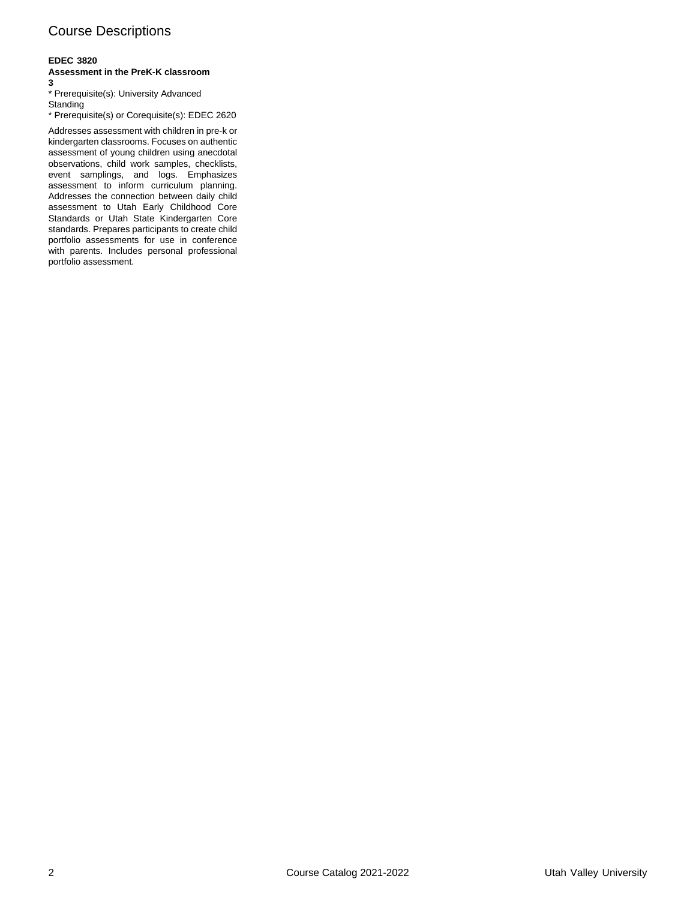# Course Descriptions

**EDEC 3820**
**Assessment in the PreK-K classroom**
**3**

* Prerequisite(s): University Advanced Standing
* Prerequisite(s) or Corequisite(s): EDEC 2620

Addresses assessment with children in pre-k or kindergarten classrooms. Focuses on authentic assessment of young children using anecdotal observations, child work samples, checklists, event samplings, and logs. Emphasizes assessment to inform curriculum planning. Addresses the connection between daily child assessment to Utah Early Childhood Core Standards or Utah State Kindergarten Core standards. Prepares participants to create child portfolio assessments for use in conference with parents. Includes personal professional portfolio assessment.